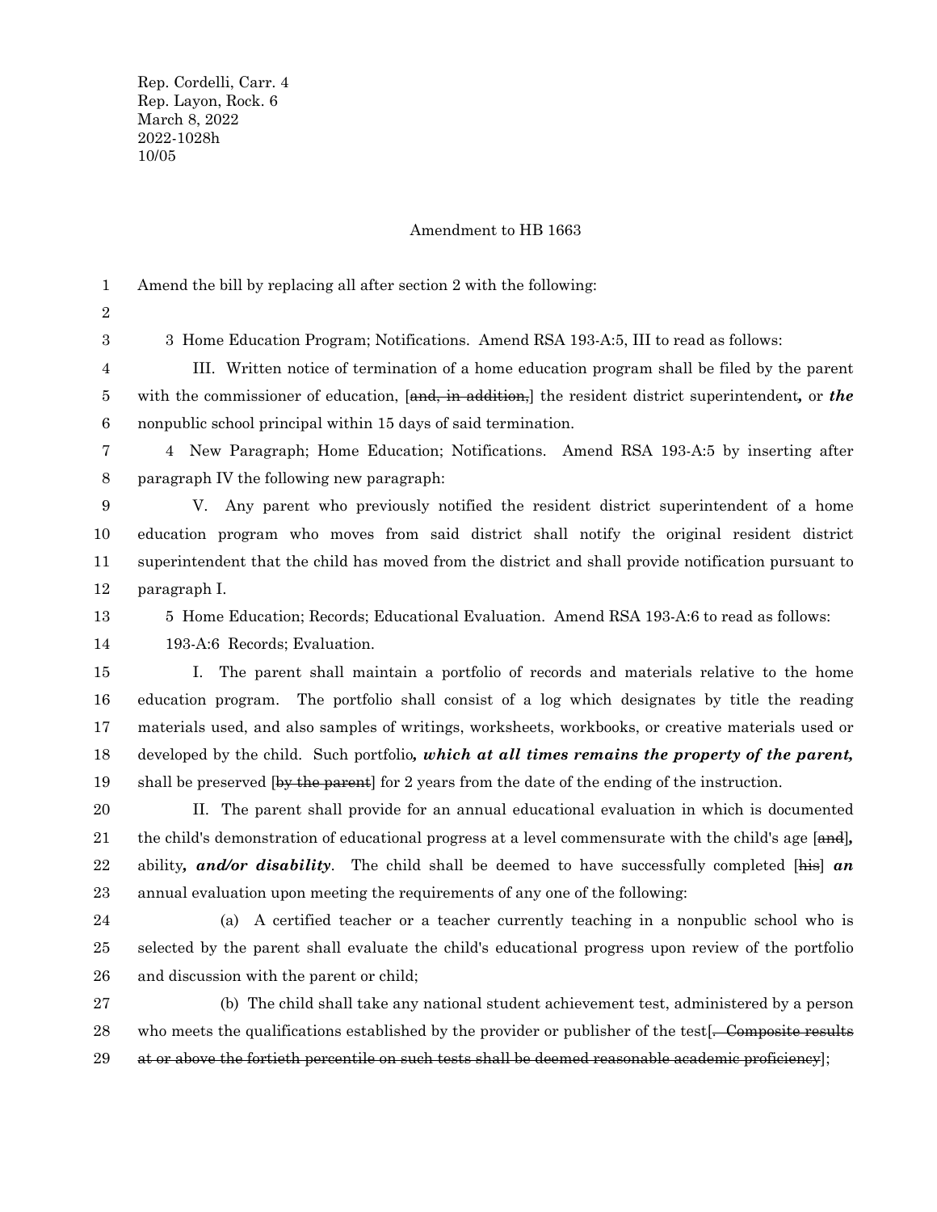Rep. Cordelli, Carr. 4
Rep. Layon, Rock. 6
March 8, 2022
2022-1028h
10/05

Amendment to HB 1663

Amend the bill by replacing all after section 2 with the following:

3 Home Education Program; Notifications. Amend RSA 193-A:5, III to read as follows:

III. Written notice of termination of a home education program shall be filed by the parent with the commissioner of education, [~~and, in addition,~~] the resident district superintendent*__,__* or ***the*** nonpublic school principal within 15 days of said termination.

4 New Paragraph; Home Education; Notifications. Amend RSA 193-A:5 by inserting after paragraph IV the following new paragraph:

V. Any parent who previously notified the resident district superintendent of a home education program who moves from said district shall notify the original resident district superintendent that the child has moved from the district and shall provide notification pursuant to paragraph I.

5 Home Education; Records; Educational Evaluation. Amend RSA 193-A:6 to read as follows:

193-A:6 Records; Evaluation.

I. The parent shall maintain a portfolio of records and materials relative to the home education program. The portfolio shall consist of a log which designates by title the reading materials used, and also samples of writings, worksheets, workbooks, or creative materials used or developed by the child. Such portfolio***, which at all times remains the property of the parent,*** shall be preserved [~~by the parent~~] for 2 years from the date of the ending of the instruction.

II. The parent shall provide for an annual educational evaluation in which is documented the child's demonstration of educational progress at a level commensurate with the child's age [~~and~~]***,*** ability***, and/or disability***. The child shall be deemed to have successfully completed [~~his~~] ***an*** annual evaluation upon meeting the requirements of any one of the following:

(a) A certified teacher or a teacher currently teaching in a nonpublic school who is selected by the parent shall evaluate the child's educational progress upon review of the portfolio and discussion with the parent or child;

(b) The child shall take any national student achievement test, administered by a person who meets the qualifications established by the provider or publisher of the test[~~. Composite results at or above the fortieth percentile on such tests shall be deemed reasonable academic proficiency~~];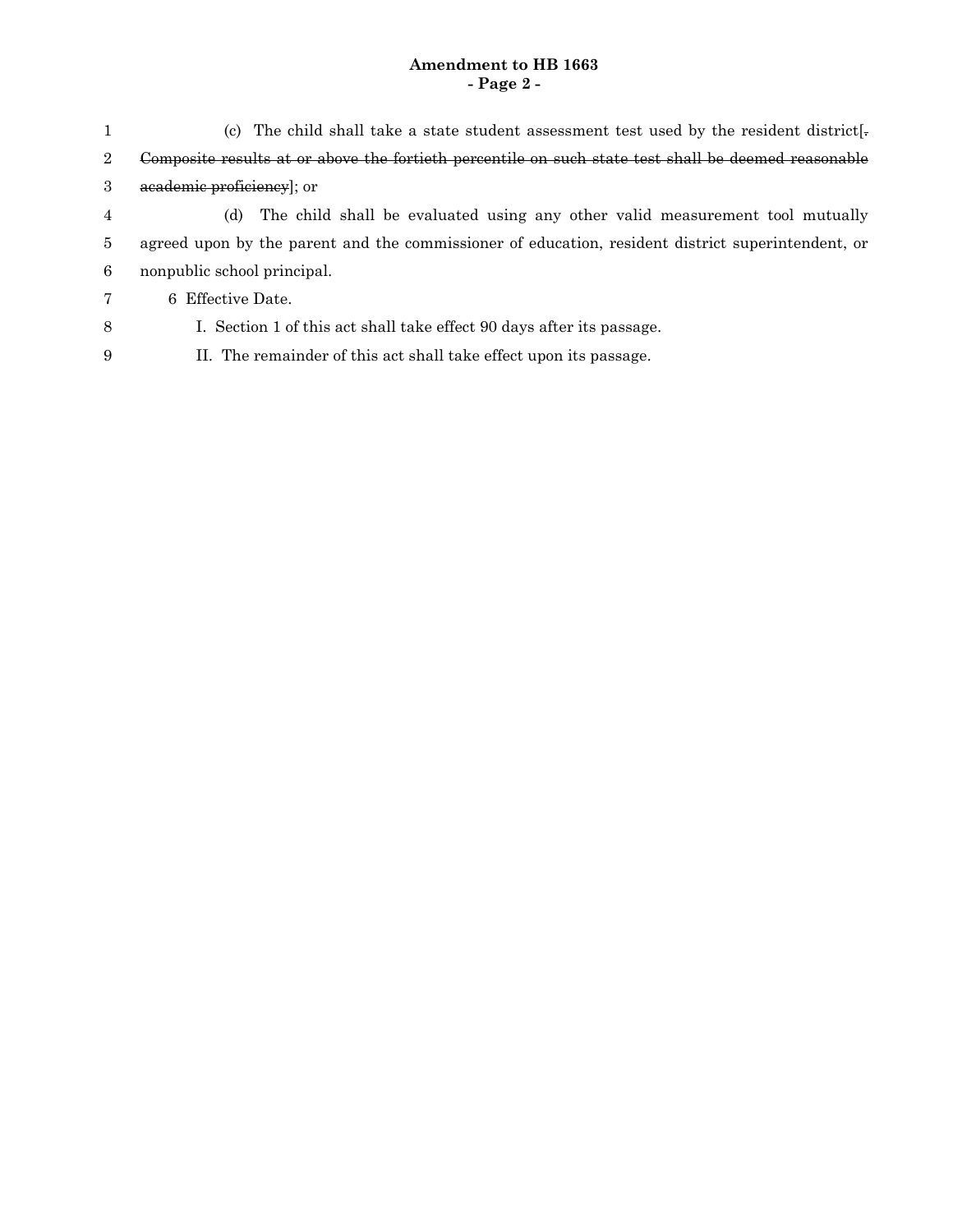(c) The child shall take a state student assessment test used by the resident district[~~. Composite results at or above the fortieth percentile on such state test shall be deemed reasonable academic proficiency~~]; or

(d) The child shall be evaluated using any other valid measurement tool mutually agreed upon by the parent and the commissioner of education, resident district superintendent, or nonpublic school principal.

6 Effective Date.

I. Section 1 of this act shall take effect 90 days after its passage.

II. The remainder of this act shall take effect upon its passage.